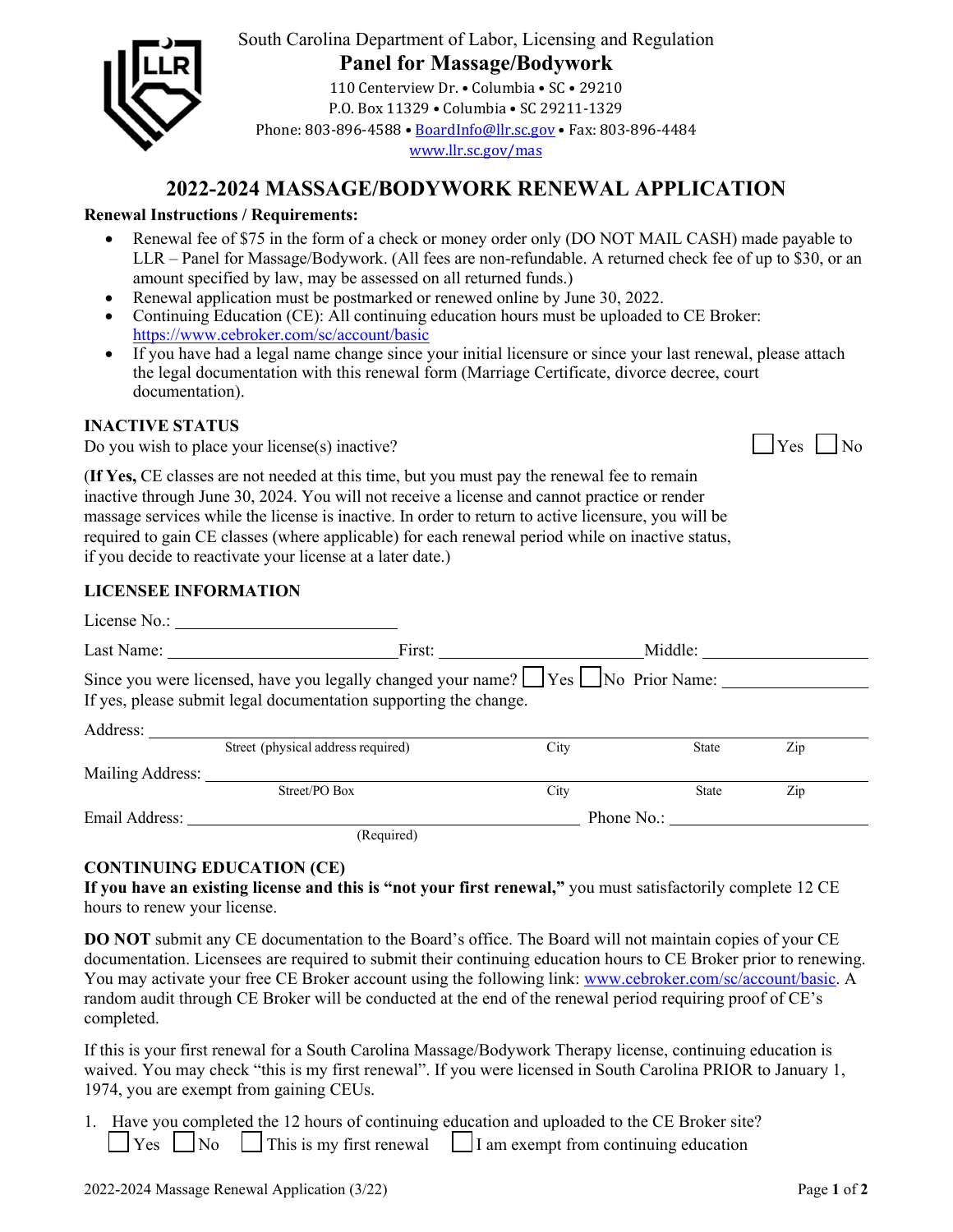South Carolina Department of Labor, Licensing and Regulation

**Panel for Massage/Bodywork**

110 Centerview Dr. • Columbia • SC • 29210
P.O. Box 11329 • Columbia • SC 29211-1329
Phone: 803-896-4588 • BoardInfo@llr.sc.gov • Fax: 803-896-4484
www.llr.sc.gov/mas

# 2022-2024 MASSAGE/BODYWORK RENEWAL APPLICATION

**Renewal Instructions / Requirements:**

- Renewal fee of $75 in the form of a check or money order only (DO NOT MAIL CASH) made payable to LLR – Panel for Massage/Bodywork. (All fees are non-refundable. A returned check fee of up to $30, or an amount specified by law, may be assessed on all returned funds.)
- Renewal application must be postmarked or renewed online by June 30, 2022.
- Continuing Education (CE): All continuing education hours must be uploaded to CE Broker: https://www.cebroker.com/sc/account/basic
- If you have had a legal name change since your initial licensure or since your last renewal, please attach the legal documentation with this renewal form (Marriage Certificate, divorce decree, court documentation).

## INACTIVE STATUS

Do you wish to place your license(s) inactive? ☐ Yes ☐ No

(**If Yes,** CE classes are not needed at this time, but you must pay the renewal fee to remain inactive through June 30, 2024. You will not receive a license and cannot practice or render massage services while the license is inactive. In order to return to active licensure, you will be required to gain CE classes (where applicable) for each renewal period while on inactive status, if you decide to reactivate your license at a later date.)

## LICENSEE INFORMATION

License No.: ______________________

Last Name: ______________________ First: ______________________ Middle: ______________________

Since you were licensed, have you legally changed your name? ☐ Yes ☐ No Prior Name: ______________
If yes, please submit legal documentation supporting the change.

Address: ____________________________________________________________
Street (physical address required) City State Zip

Mailing Address: ____________________________________________________________
Street/PO Box City State Zip

Email Address: ______________________________________ Phone No.: ______________________
(Required)

## CONTINUING EDUCATION (CE)

**If you have an existing license and this is "not your first renewal,"** you must satisfactorily complete 12 CE hours to renew your license.

**DO NOT** submit any CE documentation to the Board's office. The Board will not maintain copies of your CE documentation. Licensees are required to submit their continuing education hours to CE Broker prior to renewing. You may activate your free CE Broker account using the following link: www.cebroker.com/sc/account/basic. A random audit through CE Broker will be conducted at the end of the renewal period requiring proof of CE's completed.

If this is your first renewal for a South Carolina Massage/Bodywork Therapy license, continuing education is waived. You may check "this is my first renewal". If you were licensed in South Carolina PRIOR to January 1, 1974, you are exempt from gaining CEUs.

1. Have you completed the 12 hours of continuing education and uploaded to the CE Broker site?
   ☐ Yes ☐ No ☐ This is my first renewal ☐ I am exempt from continuing education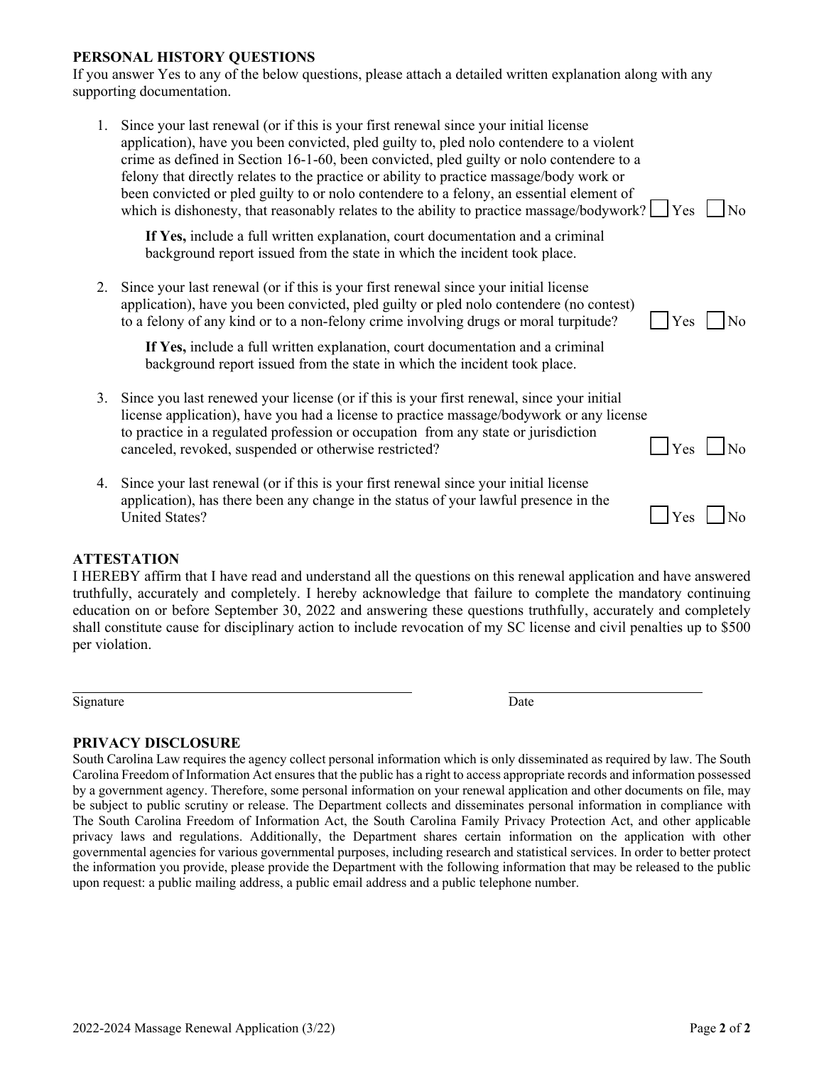## PERSONAL HISTORY QUESTIONS

If you answer Yes to any of the below questions, please attach a detailed written explanation along with any supporting documentation.

1. Since your last renewal (or if this is your first renewal since your initial license application), have you been convicted, pled guilty to, pled nolo contendere to a violent crime as defined in Section 16-1-60, been convicted, pled guilty or nolo contendere to a felony that directly relates to the practice or ability to practice massage/body work or been convicted or pled guilty to or nolo contendere to a felony, an essential element of which is dishonesty, that reasonably relates to the ability to practice massage/bodywork? ☐ Yes ☐ No

   **If Yes,** include a full written explanation, court documentation and a criminal background report issued from the state in which the incident took place.

2. Since your last renewal (or if this is your first renewal since your initial license application), have you been convicted, pled guilty or pled nolo contendere (no contest) to a felony of any kind or to a non-felony crime involving drugs or moral turpitude? ☐ Yes ☐ No

   **If Yes,** include a full written explanation, court documentation and a criminal background report issued from the state in which the incident took place.

3. Since you last renewed your license (or if this is your first renewal, since your initial license application), have you had a license to practice massage/bodywork or any license to practice in a regulated profession or occupation from any state or jurisdiction canceled, revoked, suspended or otherwise restricted? ☐ Yes ☐ No

4. Since your last renewal (or if this is your first renewal since your initial license application), has there been any change in the status of your lawful presence in the United States? ☐ Yes ☐ No

## ATTESTATION

I HEREBY affirm that I have read and understand all the questions on this renewal application and have answered truthfully, accurately and completely. I hereby acknowledge that failure to complete the mandatory continuing education on or before September 30, 2022 and answering these questions truthfully, accurately and completely shall constitute cause for disciplinary action to include revocation of my SC license and civil penalties up to $500 per violation.

_______________________________________ Signature

_______________________ Date

## PRIVACY DISCLOSURE

South Carolina Law requires the agency collect personal information which is only disseminated as required by law. The South Carolina Freedom of Information Act ensures that the public has a right to access appropriate records and information possessed by a government agency. Therefore, some personal information on your renewal application and other documents on file, may be subject to public scrutiny or release. The Department collects and disseminates personal information in compliance with The South Carolina Freedom of Information Act, the South Carolina Family Privacy Protection Act, and other applicable privacy laws and regulations. Additionally, the Department shares certain information on the application with other governmental agencies for various governmental purposes, including research and statistical services. In order to better protect the information you provide, please provide the Department with the following information that may be released to the public upon request: a public mailing address, a public email address and a public telephone number.